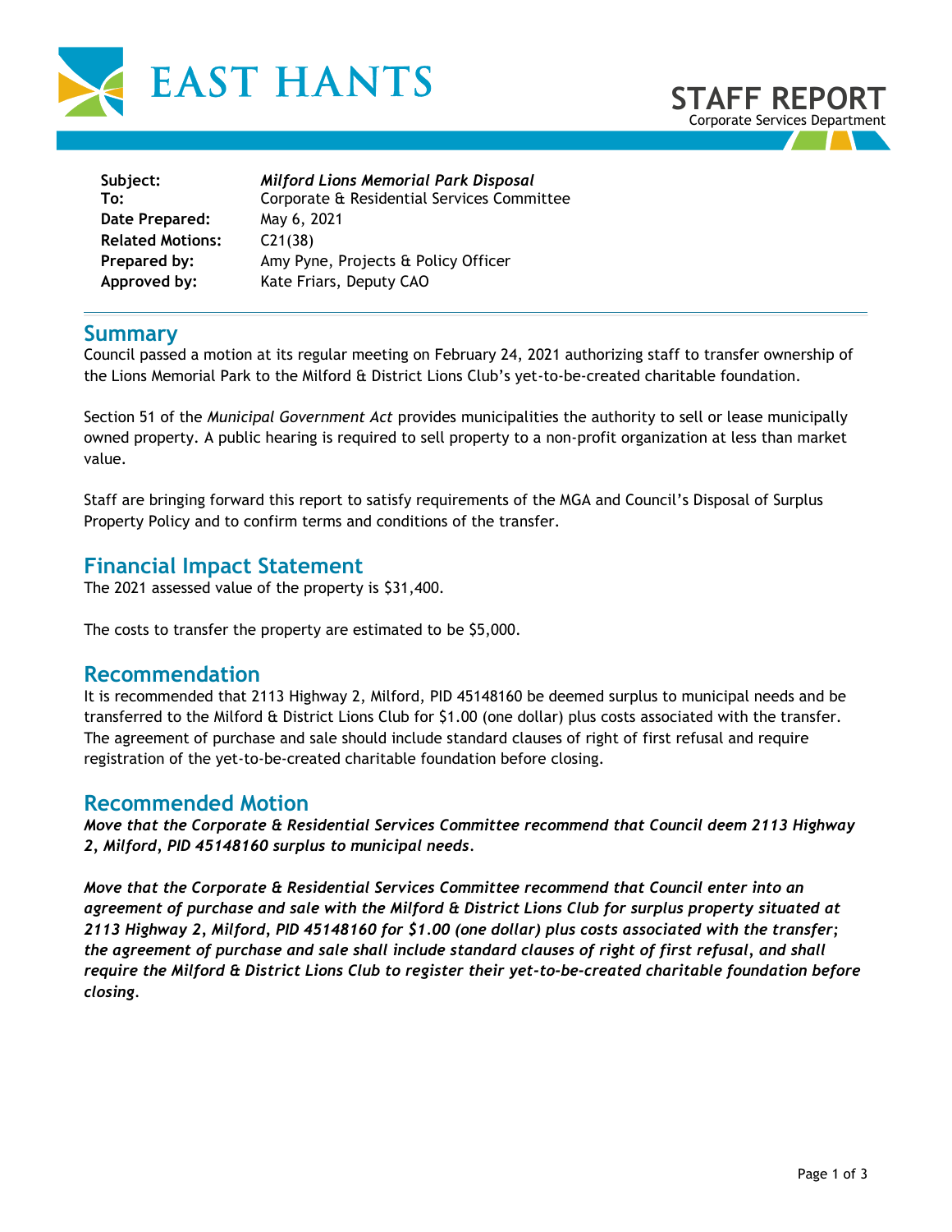EAST HANTS

# STAFF REPORT
Corporate Services Department

| | |
|---|---|
| **Subject:** | ***Milford Lions Memorial Park Disposal*** |
| **To:** | Corporate & Residential Services Committee |
| **Date Prepared:** | May 6, 2021 |
| **Related Motions:** | C21(38) |
| **Prepared by:** | Amy Pyne, Projects & Policy Officer |
| **Approved by:** | Kate Friars, Deputy CAO |

## Summary

Council passed a motion at its regular meeting on February 24, 2021 authorizing staff to transfer ownership of the Lions Memorial Park to the Milford & District Lions Club's yet-to-be-created charitable foundation.

Section 51 of the *Municipal Government Act* provides municipalities the authority to sell or lease municipally owned property. A public hearing is required to sell property to a non-profit organization at less than market value.

Staff are bringing forward this report to satisfy requirements of the MGA and Council's Disposal of Surplus Property Policy and to confirm terms and conditions of the transfer.

## Financial Impact Statement

The 2021 assessed value of the property is $31,400.

The costs to transfer the property are estimated to be $5,000.

## Recommendation

It is recommended that 2113 Highway 2, Milford, PID 45148160 be deemed surplus to municipal needs and be transferred to the Milford & District Lions Club for $1.00 (one dollar) plus costs associated with the transfer. The agreement of purchase and sale should include standard clauses of right of first refusal and require registration of the yet-to-be-created charitable foundation before closing.

## Recommended Motion

***Move that the Corporate & Residential Services Committee recommend that Council deem 2113 Highway 2, Milford, PID 45148160 surplus to municipal needs.***

***Move that the Corporate & Residential Services Committee recommend that Council enter into an agreement of purchase and sale with the Milford & District Lions Club for surplus property situated at 2113 Highway 2, Milford, PID 45148160 for $1.00 (one dollar) plus costs associated with the transfer; the agreement of purchase and sale shall include standard clauses of right of first refusal, and shall require the Milford & District Lions Club to register their yet-to-be-created charitable foundation before closing.***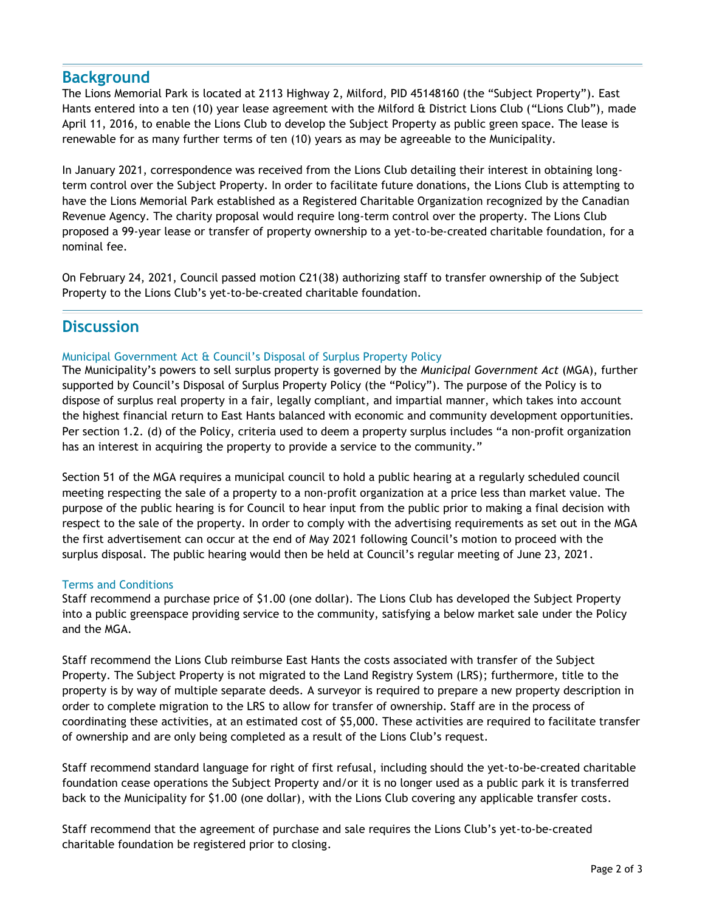## Background

The Lions Memorial Park is located at 2113 Highway 2, Milford, PID 45148160 (the "Subject Property"). East Hants entered into a ten (10) year lease agreement with the Milford & District Lions Club ("Lions Club"), made April 11, 2016, to enable the Lions Club to develop the Subject Property as public green space. The lease is renewable for as many further terms of ten (10) years as may be agreeable to the Municipality.

In January 2021, correspondence was received from the Lions Club detailing their interest in obtaining long-term control over the Subject Property. In order to facilitate future donations, the Lions Club is attempting to have the Lions Memorial Park established as a Registered Charitable Organization recognized by the Canadian Revenue Agency. The charity proposal would require long-term control over the property. The Lions Club proposed a 99-year lease or transfer of property ownership to a yet-to-be-created charitable foundation, for a nominal fee.

On February 24, 2021, Council passed motion C21(38) authorizing staff to transfer ownership of the Subject Property to the Lions Club's yet-to-be-created charitable foundation.

## Discussion

### Municipal Government Act & Council's Disposal of Surplus Property Policy

The Municipality's powers to sell surplus property is governed by the *Municipal Government Act* (MGA), further supported by Council's Disposal of Surplus Property Policy (the "Policy"). The purpose of the Policy is to dispose of surplus real property in a fair, legally compliant, and impartial manner, which takes into account the highest financial return to East Hants balanced with economic and community development opportunities. Per section 1.2. (d) of the Policy, criteria used to deem a property surplus includes "a non-profit organization has an interest in acquiring the property to provide a service to the community."

Section 51 of the MGA requires a municipal council to hold a public hearing at a regularly scheduled council meeting respecting the sale of a property to a non-profit organization at a price less than market value. The purpose of the public hearing is for Council to hear input from the public prior to making a final decision with respect to the sale of the property. In order to comply with the advertising requirements as set out in the MGA the first advertisement can occur at the end of May 2021 following Council's motion to proceed with the surplus disposal. The public hearing would then be held at Council's regular meeting of June 23, 2021.

### Terms and Conditions

Staff recommend a purchase price of $1.00 (one dollar). The Lions Club has developed the Subject Property into a public greenspace providing service to the community, satisfying a below market sale under the Policy and the MGA.

Staff recommend the Lions Club reimburse East Hants the costs associated with transfer of the Subject Property. The Subject Property is not migrated to the Land Registry System (LRS); furthermore, title to the property is by way of multiple separate deeds. A surveyor is required to prepare a new property description in order to complete migration to the LRS to allow for transfer of ownership. Staff are in the process of coordinating these activities, at an estimated cost of $5,000. These activities are required to facilitate transfer of ownership and are only being completed as a result of the Lions Club's request.

Staff recommend standard language for right of first refusal, including should the yet-to-be-created charitable foundation cease operations the Subject Property and/or it is no longer used as a public park it is transferred back to the Municipality for $1.00 (one dollar), with the Lions Club covering any applicable transfer costs.

Staff recommend that the agreement of purchase and sale requires the Lions Club's yet-to-be-created charitable foundation be registered prior to closing.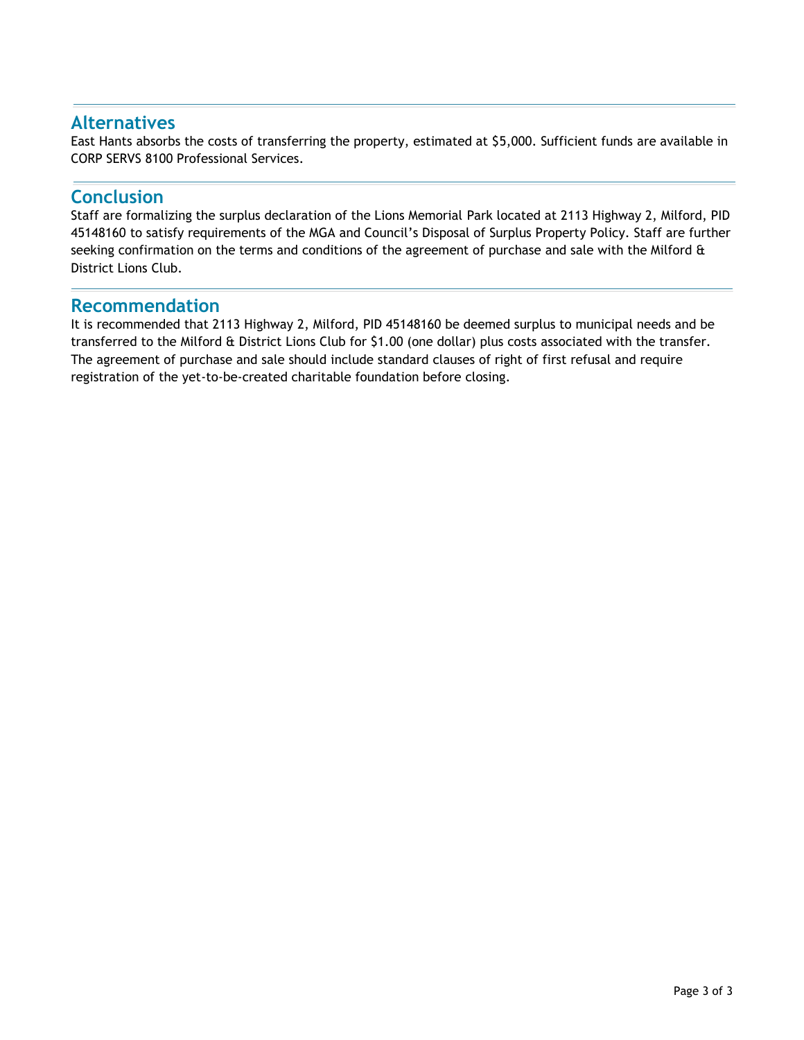## Alternatives

East Hants absorbs the costs of transferring the property, estimated at $5,000. Sufficient funds are available in CORP SERVS 8100 Professional Services.

## Conclusion

Staff are formalizing the surplus declaration of the Lions Memorial Park located at 2113 Highway 2, Milford, PID 45148160 to satisfy requirements of the MGA and Council's Disposal of Surplus Property Policy. Staff are further seeking confirmation on the terms and conditions of the agreement of purchase and sale with the Milford & District Lions Club.

## Recommendation

It is recommended that 2113 Highway 2, Milford, PID 45148160 be deemed surplus to municipal needs and be transferred to the Milford & District Lions Club for $1.00 (one dollar) plus costs associated with the transfer. The agreement of purchase and sale should include standard clauses of right of first refusal and require registration of the yet-to-be-created charitable foundation before closing.